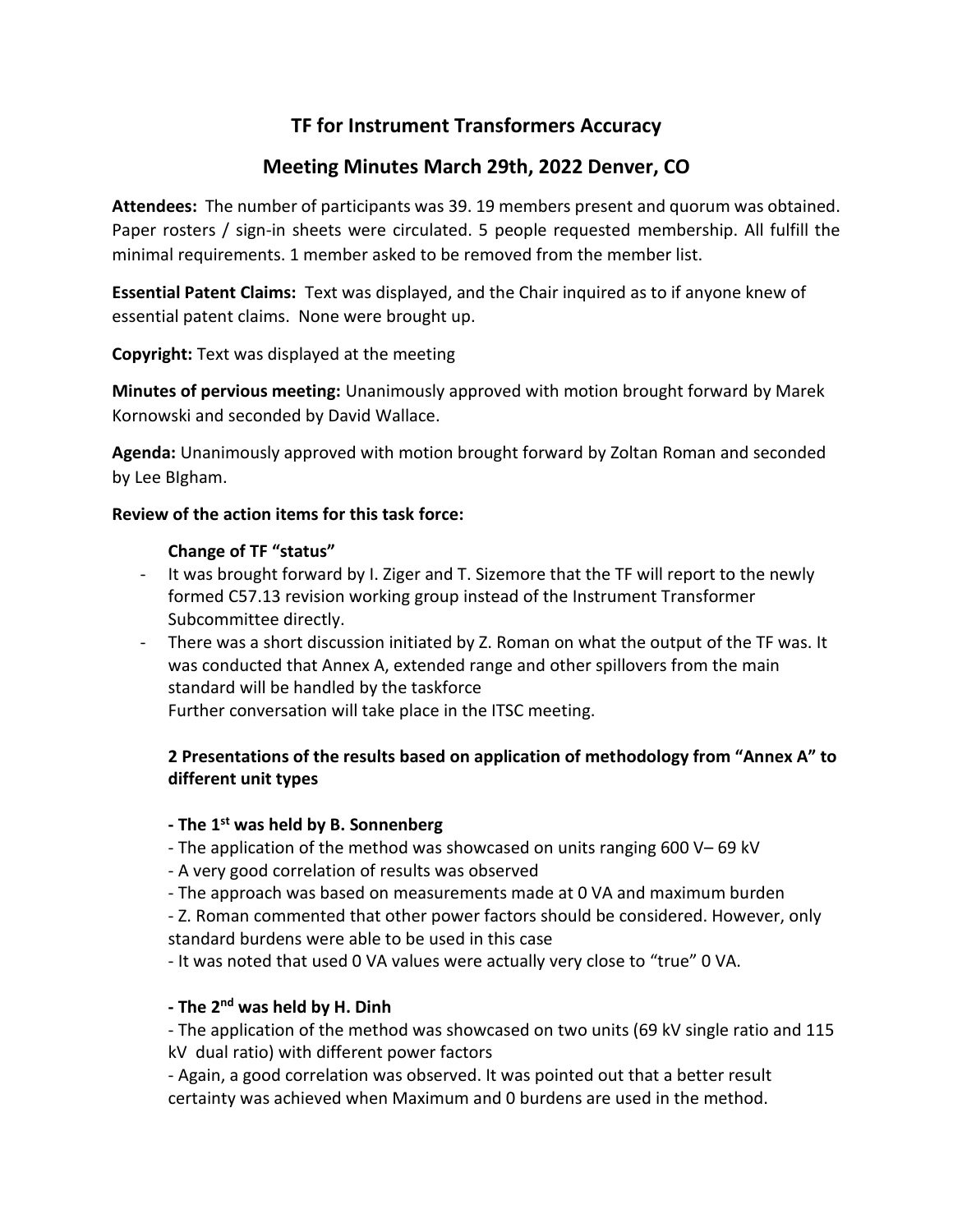# TF for Instrument Transformers Accuracy

## Meeting Minutes March 29th, 2022 Denver, CO

**Attendees:** The number of participants was 39. 19 members present and quorum was obtained. Paper rosters / sign-in sheets were circulated. 5 people requested membership. All fulfill the minimal requirements. 1 member asked to be removed from the member list.

**Essential Patent Claims:** Text was displayed, and the Chair inquired as to if anyone knew of essential patent claims. None were brought up.

**Copyright:** Text was displayed at the meeting

**Minutes of pervious meeting:** Unanimously approved with motion brought forward by Marek Kornowski and seconded by David Wallace.

**Agenda:** Unanimously approved with motion brought forward by Zoltan Roman and seconded by Lee BIgham.

**Review of the action items for this task force:**

**Change of TF "status"**

- It was brought forward by I. Ziger and T. Sizemore that the TF will report to the newly formed C57.13 revision working group instead of the Instrument Transformer Subcommittee directly.
- There was a short discussion initiated by Z. Roman on what the output of the TF was. It was conducted that Annex A, extended range and other spillovers from the main standard will be handled by the taskforce
  Further conversation will take place in the ITSC meeting.

**2 Presentations of the results based on application of methodology from "Annex A" to different unit types**

**- The 1st was held by B. Sonnenberg**

- The application of the method was showcased on units ranging 600 V– 69 kV
- A very good correlation of results was observed
- The approach was based on measurements made at 0 VA and maximum burden
- Z. Roman commented that other power factors should be considered. However, only standard burdens were able to be used in this case
- It was noted that used 0 VA values were actually very close to "true" 0 VA.

**- The 2nd was held by H. Dinh**

- The application of the method was showcased on two units (69 kV single ratio and 115 kV dual ratio) with different power factors
- Again, a good correlation was observed. It was pointed out that a better result certainty was achieved when Maximum and 0 burdens are used in the method.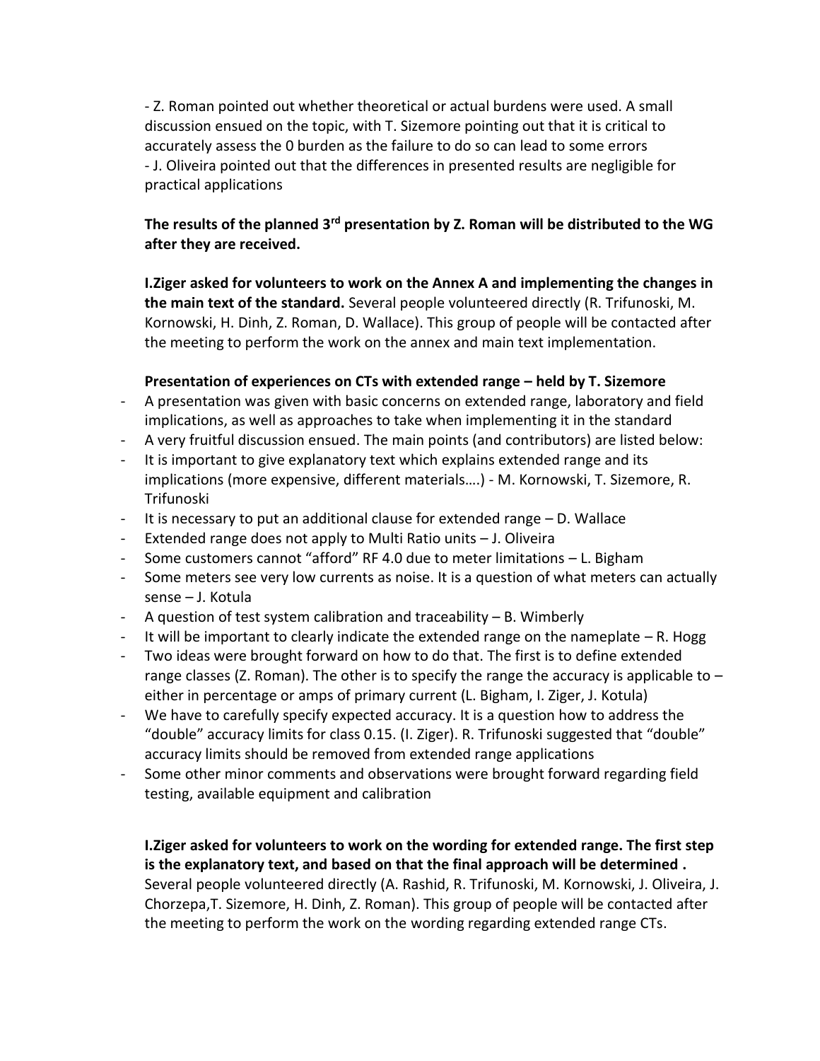- Z. Roman pointed out whether theoretical or actual burdens were used. A small discussion ensued on the topic, with T. Sizemore pointing out that it is critical to accurately assess the 0 burden as the failure to do so can lead to some errors
- J. Oliveira pointed out that the differences in presented results are negligible for practical applications

**The results of the planned 3rd presentation by Z. Roman will be distributed to the WG after they are received.**

**I.Ziger asked for volunteers to work on the Annex A and implementing the changes in the main text of the standard.** Several people volunteered directly (R. Trifunoski, M. Kornowski, H. Dinh, Z. Roman, D. Wallace). This group of people will be contacted after the meeting to perform the work on the annex and main text implementation.

**Presentation of experiences on CTs with extended range – held by T. Sizemore**

- A presentation was given with basic concerns on extended range, laboratory and field implications, as well as approaches to take when implementing it in the standard
- A very fruitful discussion ensued. The main points (and contributors) are listed below:
- It is important to give explanatory text which explains extended range and its implications (more expensive, different materials….) - M. Kornowski, T. Sizemore, R. Trifunoski
- It is necessary to put an additional clause for extended range – D. Wallace
- Extended range does not apply to Multi Ratio units – J. Oliveira
- Some customers cannot "afford" RF 4.0 due to meter limitations – L. Bigham
- Some meters see very low currents as noise. It is a question of what meters can actually sense – J. Kotula
- A question of test system calibration and traceability – B. Wimberly
- It will be important to clearly indicate the extended range on the nameplate – R. Hogg
- Two ideas were brought forward on how to do that. The first is to define extended range classes (Z. Roman). The other is to specify the range the accuracy is applicable to – either in percentage or amps of primary current (L. Bigham, I. Ziger, J. Kotula)
- We have to carefully specify expected accuracy. It is a question how to address the "double" accuracy limits for class 0.15. (I. Ziger). R. Trifunoski suggested that "double" accuracy limits should be removed from extended range applications
- Some other minor comments and observations were brought forward regarding field testing, available equipment and calibration

**I.Ziger asked for volunteers to work on the wording for extended range. The first step is the explanatory text, and based on that the final approach will be determined .** Several people volunteered directly (A. Rashid, R. Trifunoski, M. Kornowski, J. Oliveira, J. Chorzepa,T. Sizemore, H. Dinh, Z. Roman). This group of people will be contacted after the meeting to perform the work on the wording regarding extended range CTs.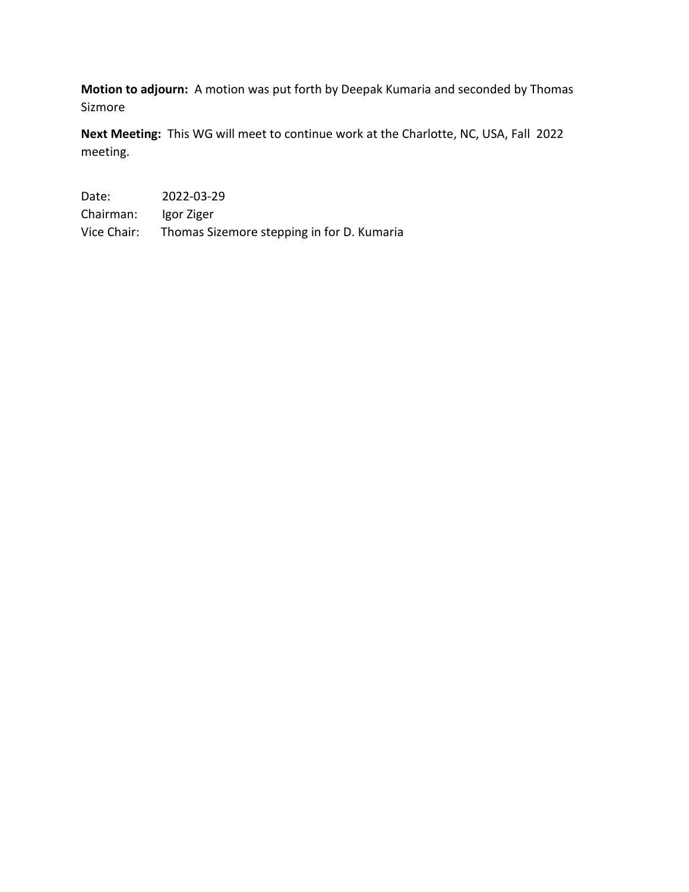**Motion to adjourn:** A motion was put forth by Deepak Kumaria and seconded by Thomas Sizmore

**Next Meeting:** This WG will meet to continue work at the Charlotte, NC, USA, Fall 2022 meeting.

Date: 2022-03-29
Chairman: Igor Ziger
Vice Chair: Thomas Sizemore stepping in for D. Kumaria